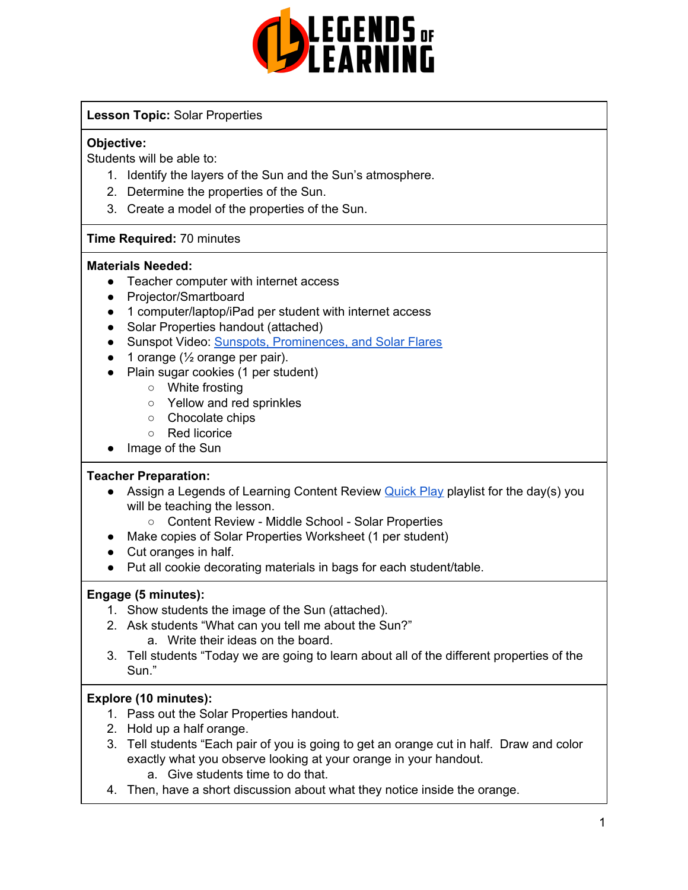# LEGENDS OF LEARNING

**Lesson Topic:** Solar Properties

**Objective:**
Students will be able to:

1. Identify the layers of the Sun and the Sun's atmosphere.
2. Determine the properties of the Sun.
3. Create a model of the properties of the Sun.

**Time Required:** 70 minutes

**Materials Needed:**

- Teacher computer with internet access
- Projector/Smartboard
- 1 computer/laptop/iPad per student with internet access
- Solar Properties handout (attached)
- Sunspot Video: [Sunspots, Prominences, and Solar Flares]()
- 1 orange (½ orange per pair).
- Plain sugar cookies (1 per student)
  - White frosting
  - Yellow and red sprinkles
  - Chocolate chips
  - Red licorice
- Image of the Sun

**Teacher Preparation:**

- Assign a Legends of Learning Content Review [Quick Play]() playlist for the day(s) you will be teaching the lesson.
  - Content Review - Middle School - Solar Properties
- Make copies of Solar Properties Worksheet (1 per student)
- Cut oranges in half.
- Put all cookie decorating materials in bags for each student/table.

**Engage (5 minutes):**

1. Show students the image of the Sun (attached).
2. Ask students "What can you tell me about the Sun?"
   a. Write their ideas on the board.
3. Tell students "Today we are going to learn about all of the different properties of the Sun."

**Explore (10 minutes):**

1. Pass out the Solar Properties handout.
2. Hold up a half orange.
3. Tell students "Each pair of you is going to get an orange cut in half. Draw and color exactly what you observe looking at your orange in your handout.
   a. Give students time to do that.
4. Then, have a short discussion about what they notice inside the orange.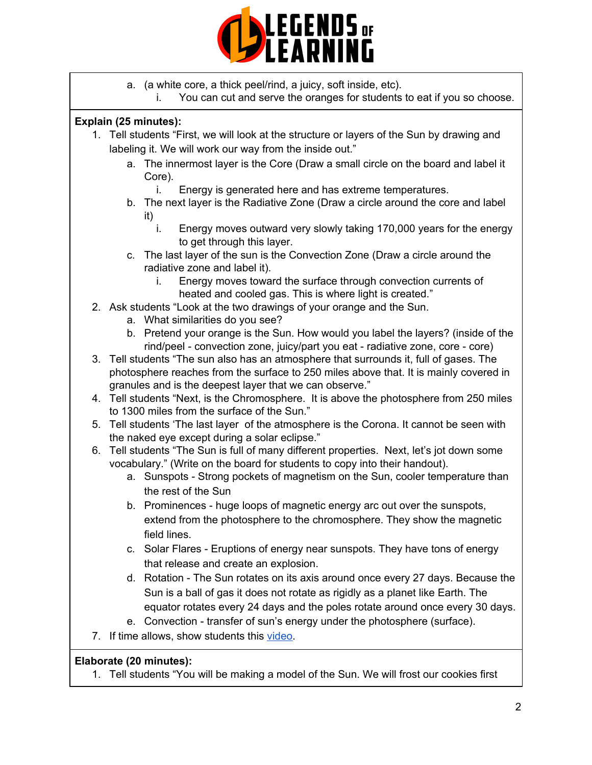a. (a white core, a thick peel/rind, a juicy, soft inside, etc).
    i. You can cut and serve the oranges for students to eat if you so choose.

**Explain (25 minutes):**

1. Tell students "First, we will look at the structure or layers of the Sun by drawing and labeling it. We will work our way from the inside out."
    a. The innermost layer is the Core (Draw a small circle on the board and label it Core).
        i. Energy is generated here and has extreme temperatures.
    b. The next layer is the Radiative Zone (Draw a circle around the core and label it)
        i. Energy moves outward very slowly taking 170,000 years for the energy to get through this layer.
    c. The last layer of the sun is the Convection Zone (Draw a circle around the radiative zone and label it).
        i. Energy moves toward the surface through convection currents of heated and cooled gas. This is where light is created."
2. Ask students "Look at the two drawings of your orange and the Sun.
    a. What similarities do you see?
    b. Pretend your orange is the Sun. How would you label the layers? (inside of the rind/peel - convection zone, juicy/part you eat - radiative zone, core - core)
3. Tell students "The sun also has an atmosphere that surrounds it, full of gases. The photosphere reaches from the surface to 250 miles above that. It is mainly covered in granules and is the deepest layer that we can observe."
4. Tell students "Next, is the Chromosphere. It is above the photosphere from 250 miles to 1300 miles from the surface of the Sun."
5. Tell students 'The last layer of the atmosphere is the Corona. It cannot be seen with the naked eye except during a solar eclipse."
6. Tell students "The Sun is full of many different properties. Next, let's jot down some vocabulary." (Write on the board for students to copy into their handout).
    a. Sunspots - Strong pockets of magnetism on the Sun, cooler temperature than the rest of the Sun
    b. Prominences - huge loops of magnetic energy arc out over the sunspots, extend from the photosphere to the chromosphere. They show the magnetic field lines.
    c. Solar Flares - Eruptions of energy near sunspots. They have tons of energy that release and create an explosion.
    d. Rotation - The Sun rotates on its axis around once every 27 days. Because the Sun is a ball of gas it does not rotate as rigidly as a planet like Earth. The equator rotates every 24 days and the poles rotate around once every 30 days.
    e. Convection - transfer of sun's energy under the photosphere (surface).
7. If time allows, show students this video.

**Elaborate (20 minutes):**

1. Tell students "You will be making a model of the Sun. We will frost our cookies first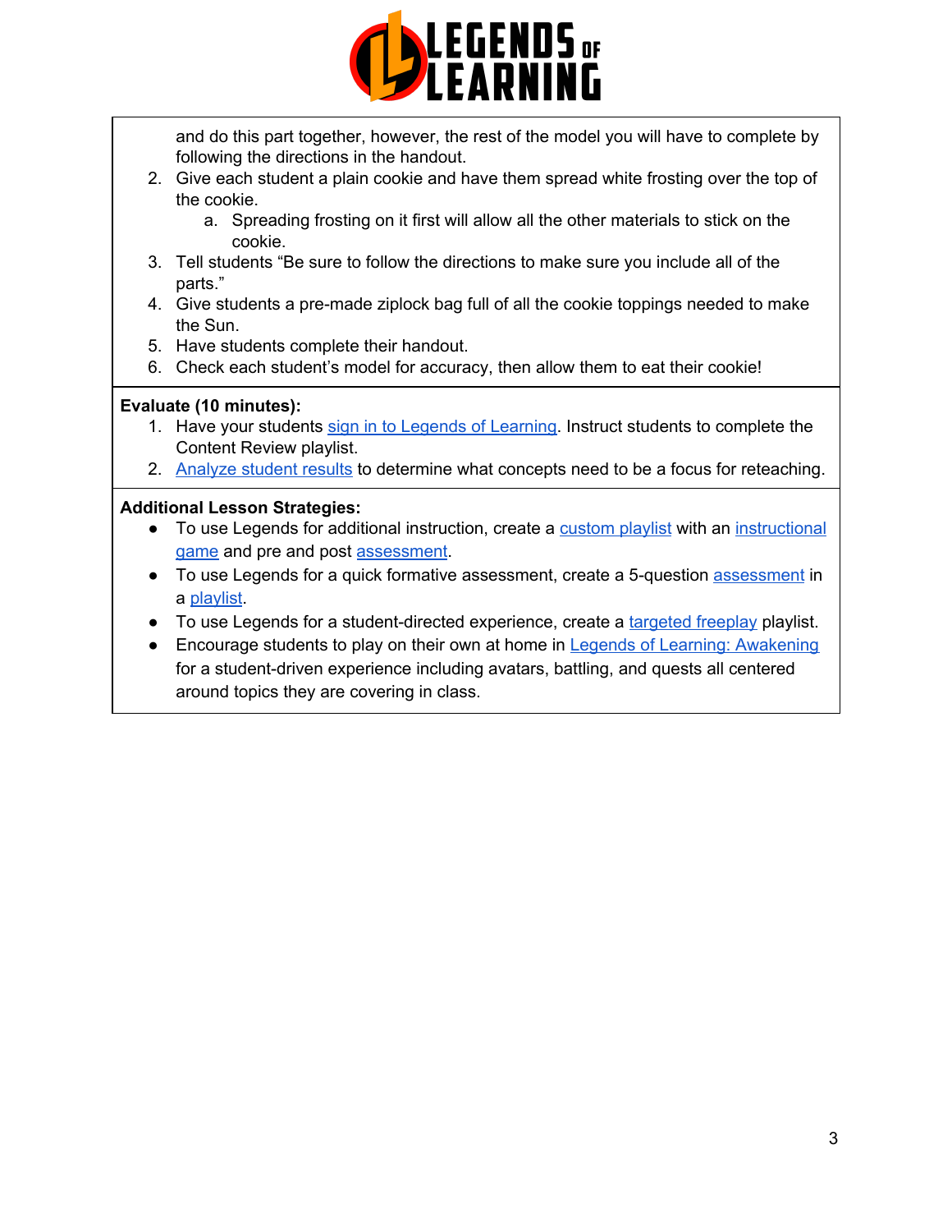and do this part together, however, the rest of the model you will have to complete by following the directions in the handout.

2. Give each student a plain cookie and have them spread white frosting over the top of the cookie.
   a. Spreading frosting on it first will allow all the other materials to stick on the cookie.
3. Tell students "Be sure to follow the directions to make sure you include all of the parts."
4. Give students a pre-made ziplock bag full of all the cookie toppings needed to make the Sun.
5. Have students complete their handout.
6. Check each student's model for accuracy, then allow them to eat their cookie!

**Evaluate (10 minutes):**

1. Have your students sign in to Legends of Learning. Instruct students to complete the Content Review playlist.
2. Analyze student results to determine what concepts need to be a focus for reteaching.

**Additional Lesson Strategies:**

- To use Legends for additional instruction, create a custom playlist with an instructional game and pre and post assessment.
- To use Legends for a quick formative assessment, create a 5-question assessment in a playlist.
- To use Legends for a student-directed experience, create a targeted freeplay playlist.
- Encourage students to play on their own at home in Legends of Learning: Awakening for a student-driven experience including avatars, battling, and quests all centered around topics they are covering in class.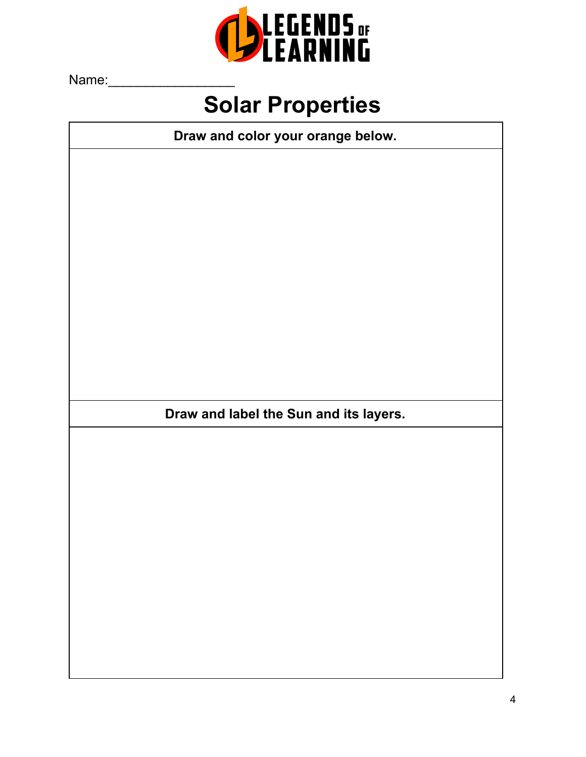Name:________________

# Solar Properties

| Draw and color your orange below. |
| --- |
| |

| Draw and label the Sun and its layers. |
| --- |
| |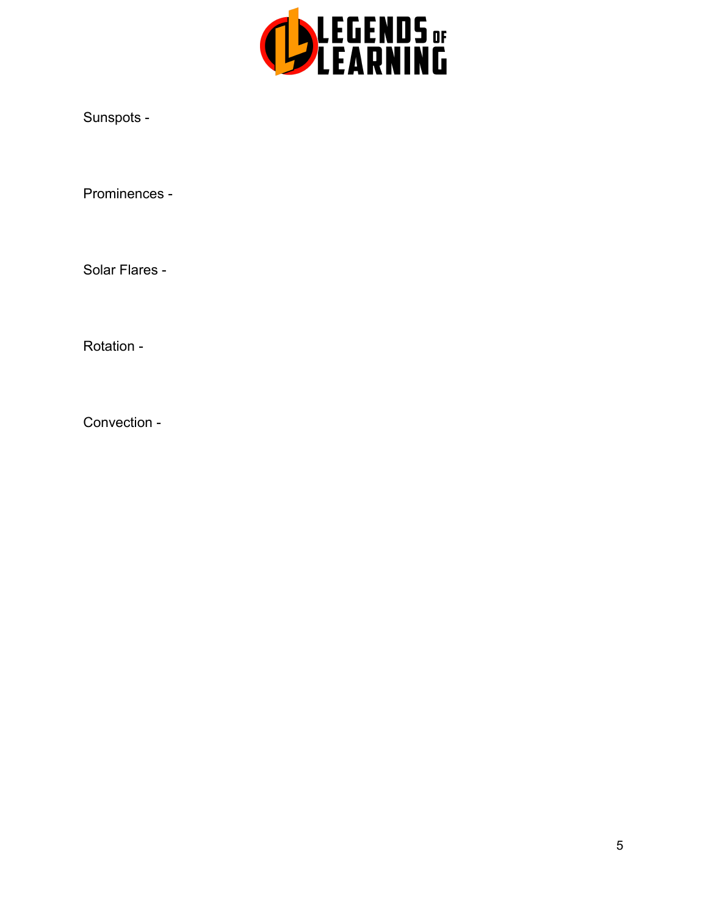Sunspots -

Prominences -

Solar Flares -

Rotation -

Convection -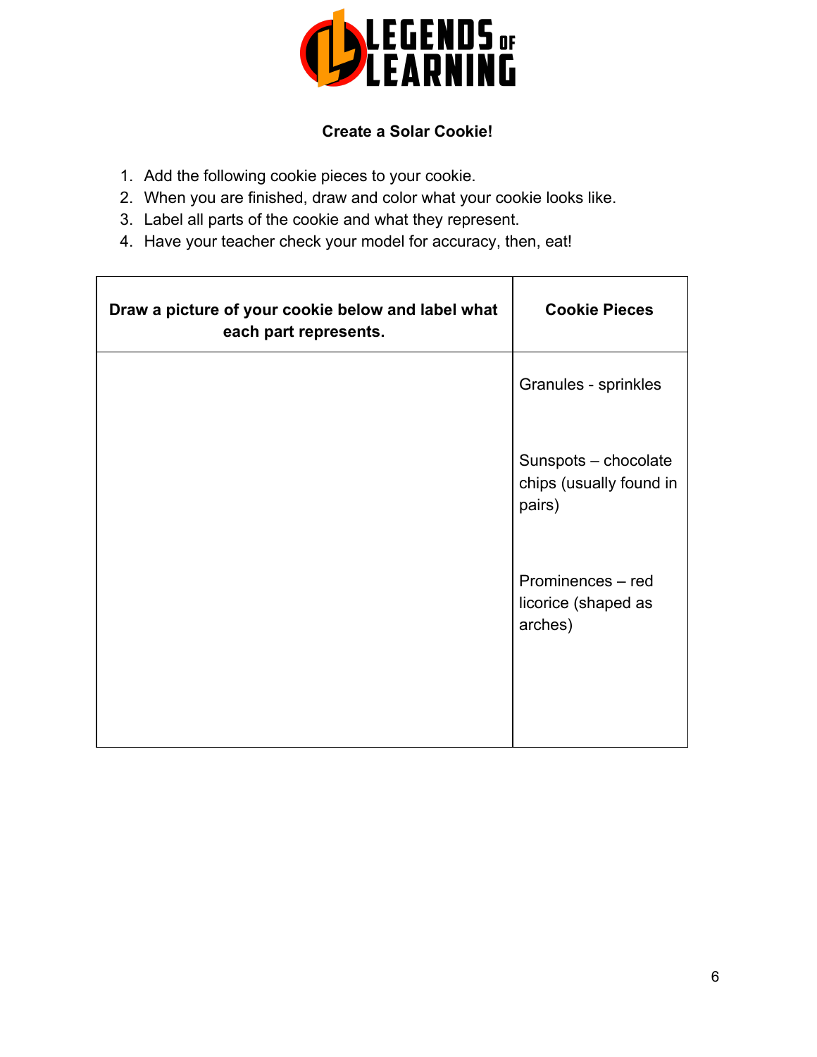**Create a Solar Cookie!**

1. Add the following cookie pieces to your cookie.
2. When you are finished, draw and color what your cookie looks like.
3. Label all parts of the cookie and what they represent.
4. Have your teacher check your model for accuracy, then, eat!

| Draw a picture of your cookie below and label what each part represents. | Cookie Pieces |
| --- | --- |
| | Granules - sprinkles<br><br>Sunspots – chocolate chips (usually found in pairs)<br><br>Prominences – red licorice (shaped as arches) |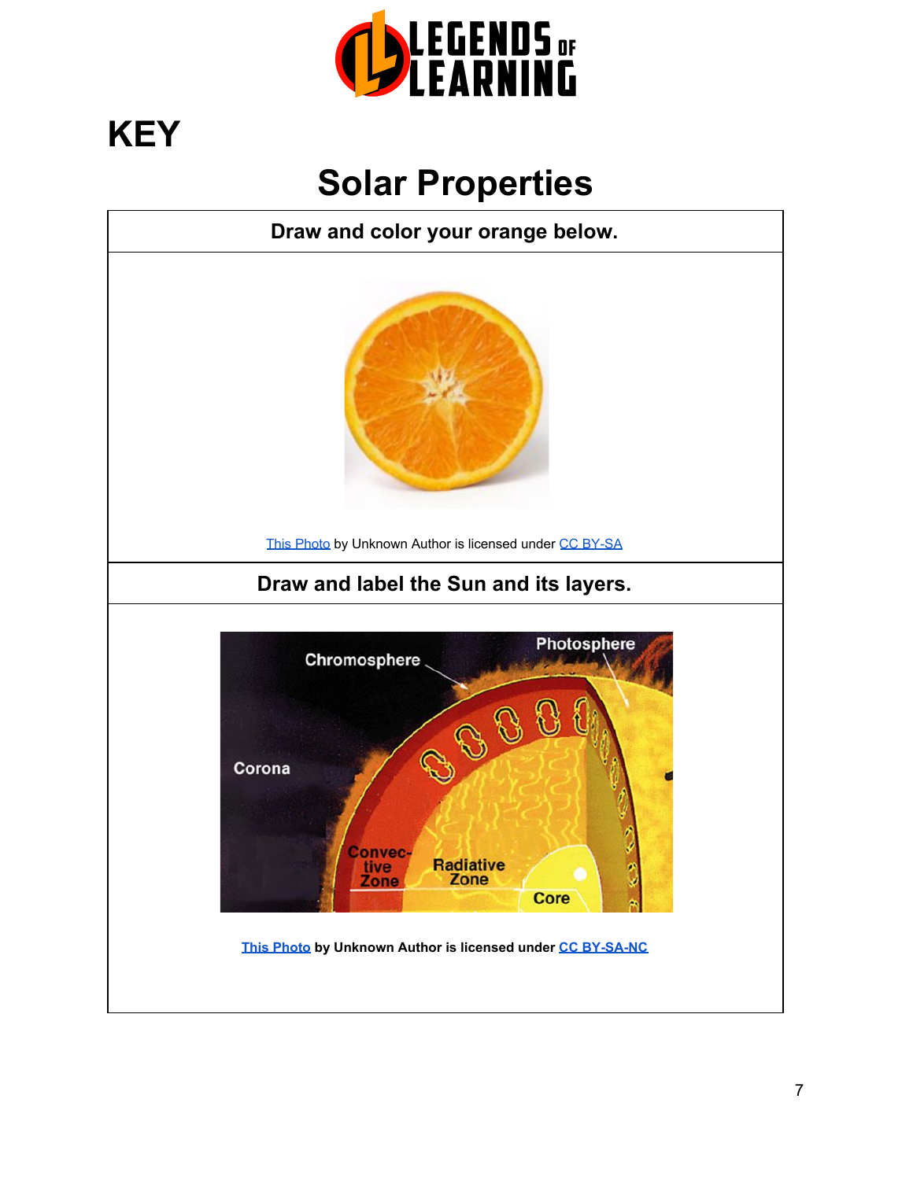# KEY

## Solar Properties

| Draw and color your orange below. |
|---|
| [This Photo](#) by Unknown Author is licensed under [CC BY-SA](#) |
| **Draw and label the Sun and its layers.** |
| Chromosphere, Photosphere, Corona, Convective Zone, Radiative Zone, Core |
| **[This Photo](#) by Unknown Author is licensed under [CC BY-SA-NC](#)** |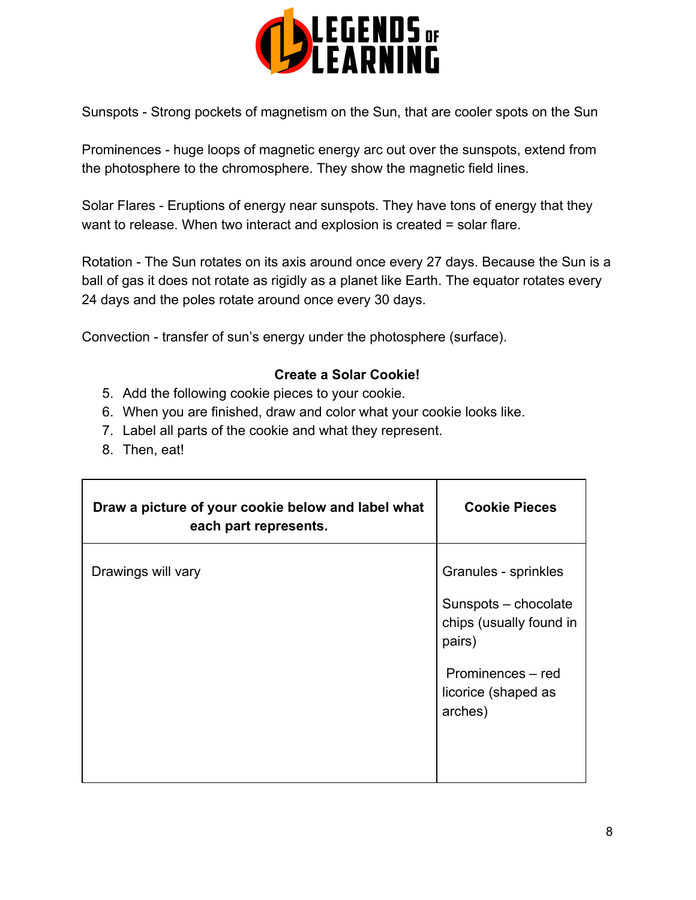Sunspots - Strong pockets of magnetism on the Sun, that are cooler spots on the Sun

Prominences - huge loops of magnetic energy arc out over the sunspots, extend from the photosphere to the chromosphere. They show the magnetic field lines.

Solar Flares - Eruptions of energy near sunspots. They have tons of energy that they want to release. When two interact and explosion is created = solar flare.

Rotation - The Sun rotates on its axis around once every 27 days. Because the Sun is a ball of gas it does not rotate as rigidly as a planet like Earth. The equator rotates every 24 days and the poles rotate around once every 30 days.

Convection - transfer of sun's energy under the photosphere (surface).

**Create a Solar Cookie!**

5. Add the following cookie pieces to your cookie.
6. When you are finished, draw and color what your cookie looks like.
7. Label all parts of the cookie and what they represent.
8. Then, eat!

| **Draw a picture of your cookie below and label what each part represents.** | **Cookie Pieces** |
|---|---|
| Drawings will vary | Granules - sprinkles<br><br>Sunspots – chocolate chips (usually found in pairs)<br><br>Prominences – red licorice (shaped as arches) |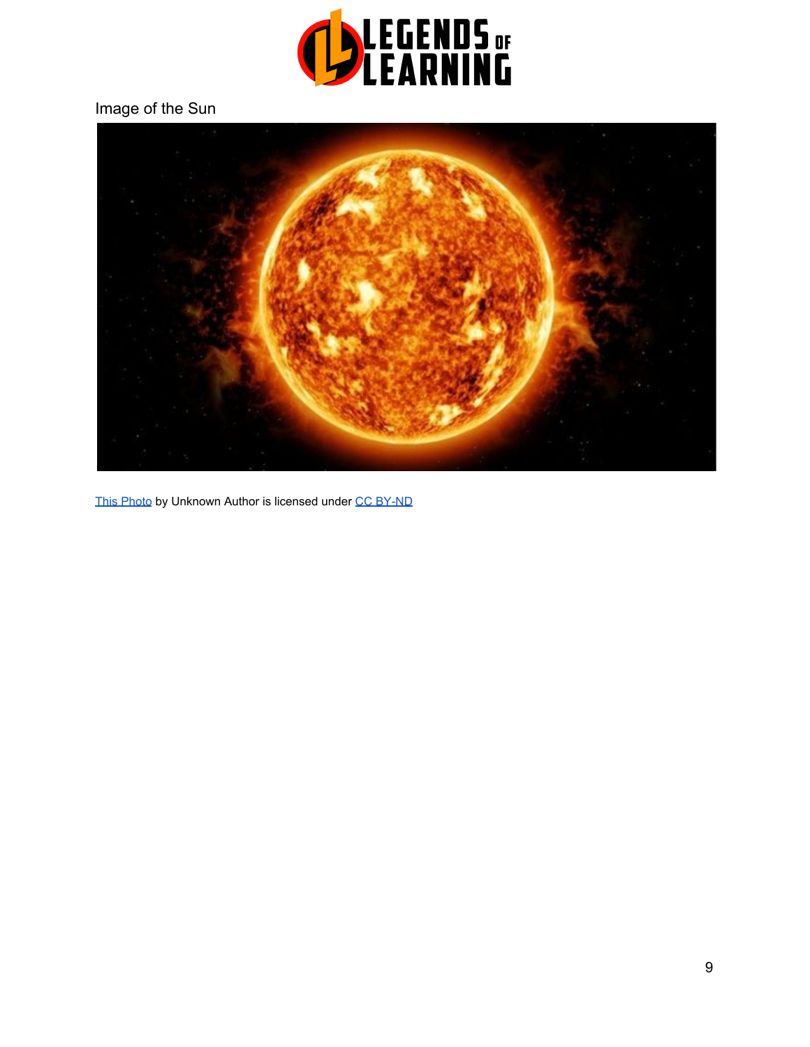Image of the Sun

This Photo by Unknown Author is licensed under CC BY-ND